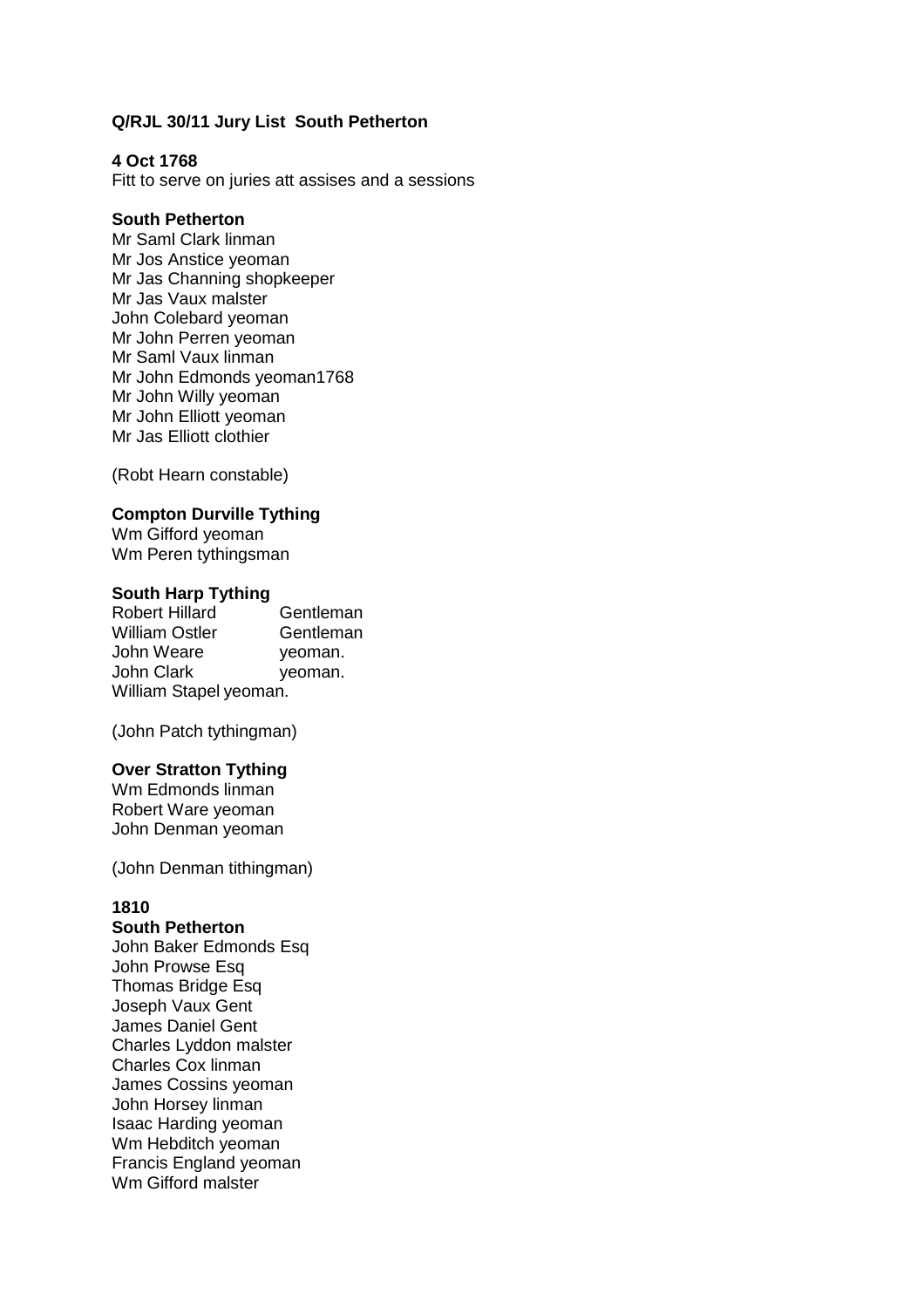**Q/RJL 30/11 Jury List South Petherton**

**4 Oct 1768**
Fitt to serve on juries att assises and a sessions

**South Petherton**
Mr Saml Clark linman
Mr Jos Anstice yeoman
Mr Jas Channing shopkeeper
Mr Jas Vaux malster
John Colebard yeoman
Mr John Perren yeoman
Mr Saml Vaux linman
Mr John Edmonds yeoman1768
Mr John Willy yeoman
Mr John Elliott yeoman
Mr Jas Elliott clothier

(Robt Hearn constable)

**Compton Durville Tything**
Wm Gifford yeoman
Wm Peren tythingsman

**South Harp Tything**
Robert Hillard Gentleman
William Ostler Gentleman
John Weare yeoman.
John Clark yeoman.
William Stapel yeoman.

(John Patch tythingman)

**Over Stratton Tything**
Wm Edmonds linman
Robert Ware yeoman
John Denman yeoman

(John Denman tithingman)

**1810**
**South Petherton**
John Baker Edmonds Esq
John Prowse Esq
Thomas Bridge Esq
Joseph Vaux Gent
James Daniel Gent
Charles Lyddon malster
Charles Cox linman
James Cossins yeoman
John Horsey linman
Isaac Harding yeoman
Wm Hebditch yeoman
Francis England yeoman
Wm Gifford malster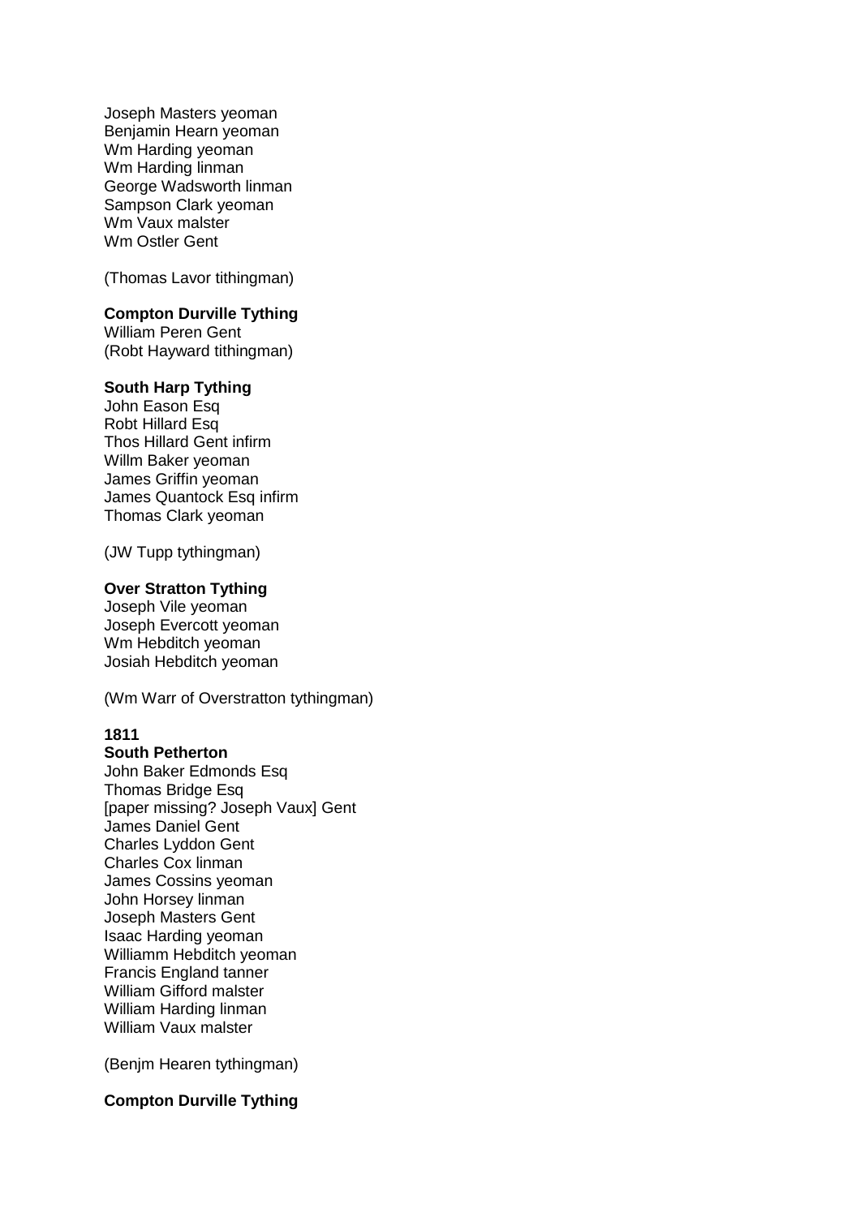Joseph Masters yeoman
Benjamin Hearn yeoman
Wm Harding yeoman
Wm Harding linman
George Wadsworth linman
Sampson Clark yeoman
Wm Vaux malster
Wm Ostler Gent

(Thomas Lavor tithingman)

**Compton Durville Tything**
William Peren Gent
(Robt Hayward tithingman)

**South Harp Tything**
John Eason Esq
Robt Hillard Esq
Thos Hillard Gent infirm
Willm Baker yeoman
James Griffin yeoman
James Quantock Esq infirm
Thomas Clark yeoman

(JW Tupp tythingman)

**Over Stratton Tything**
Joseph Vile yeoman
Joseph Evercott yeoman
Wm Hebditch yeoman
Josiah Hebditch yeoman

(Wm Warr of Overstratton tythingman)

**1811**
**South Petherton**
John Baker Edmonds Esq
Thomas Bridge Esq
[paper missing? Joseph Vaux] Gent
James Daniel Gent
Charles Lyddon Gent
Charles Cox linman
James Cossins yeoman
John Horsey linman
Joseph Masters Gent
Isaac Harding yeoman
Williamm Hebditch yeoman
Francis England tanner
William Gifford malster
William Harding linman
William Vaux malster

(Benjm Hearen tythingman)

**Compton Durville Tything**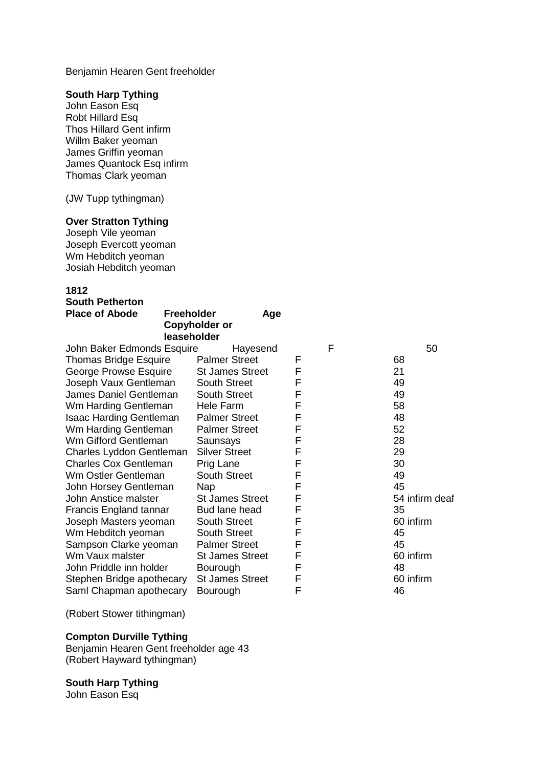Benjamin Hearen Gent freeholder

**South Harp Tything**
John Eason Esq
Robt Hillard Esq
Thos Hillard Gent infirm
Willm Baker yeoman
James Griffin yeoman
James Quantock Esq infirm
Thomas Clark yeoman

(JW Tupp tythingman)

**Over Stratton Tything**
Joseph Vile yeoman
Joseph Evercott yeoman
Wm Hebditch yeoman
Josiah Hebditch yeoman

**1812**
**South Petherton**

| | **Place of Abode** | **Freeholder Copyholder or leaseholder** | **Age** |
|---|---|---|---|
| John Baker Edmonds Esquire | Hayesend | F | 50 |
| Thomas Bridge Esquire | Palmer Street | F | 68 |
| George Prowse Esquire | St James Street | F | 21 |
| Joseph Vaux Gentleman | South Street | F | 49 |
| James Daniel Gentleman | South Street | F | 49 |
| Wm Harding Gentleman | Hele Farm | F | 58 |
| Isaac Harding Gentleman | Palmer Street | F | 48 |
| Wm Harding Gentleman | Palmer Street | F | 52 |
| Wm Gifford Gentleman | Saunsays | F | 28 |
| Charles Lyddon Gentleman | Silver Street | F | 29 |
| Charles Cox Gentleman | Prig Lane | F | 30 |
| Wm Ostler Gentleman | South Street | F | 49 |
| John Horsey Gentleman | Nap | F | 45 |
| John Anstice malster | St James Street | F | 54 infirm deaf |
| Francis England tannar | Bud lane head | F | 35 |
| Joseph Masters yeoman | South Street | F | 60 infirm |
| Wm Hebditch yeoman | South Street | F | 45 |
| Sampson Clarke yeoman | Palmer Street | F | 45 |
| Wm Vaux malster | St James Street | F | 60 infirm |
| John Priddle inn holder | Bourough | F | 48 |
| Stephen Bridge apothecary | St James Street | F | 60 infirm |
| Saml Chapman apothecary | Bourough | F | 46 |

(Robert Stower tithingman)

**Compton Durville Tything**
Benjamin Hearen Gent freeholder age 43
(Robert Hayward tythingman)

**South Harp Tything**
John Eason Esq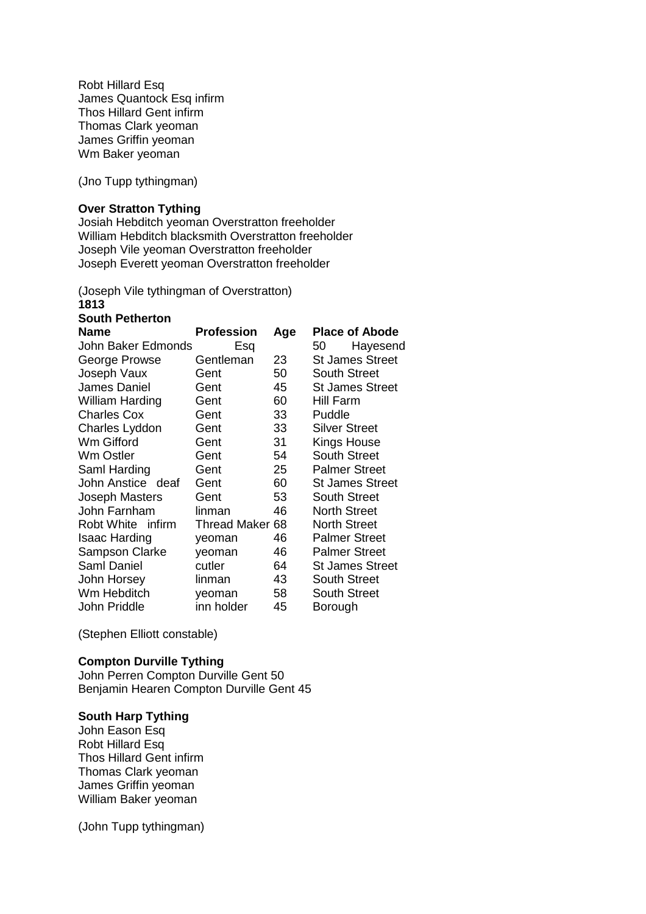Robt Hillard Esq
James Quantock Esq infirm
Thos Hillard Gent infirm
Thomas Clark yeoman
James Griffin yeoman
Wm Baker yeoman

(Jno Tupp tythingman)

**Over Stratton Tything**
Josiah Hebditch yeoman Overstratton freeholder
William Hebditch blacksmith Overstratton freeholder
Joseph Vile yeoman Overstratton freeholder
Joseph Everett yeoman Overstratton freeholder

(Joseph Vile tythingman of Overstratton)

**1813**

**South Petherton**

| **Name** | **Profession** | **Age** | **Place of Abode** |
|---|---|---|---|
| John Baker Edmonds | Esq | | 50 Hayesend |
| George Prowse | Gentleman | 23 | St James Street |
| Joseph Vaux | Gent | 50 | South Street |
| James Daniel | Gent | 45 | St James Street |
| William Harding | Gent | 60 | Hill Farm |
| Charles Cox | Gent | 33 | Puddle |
| Charles Lyddon | Gent | 33 | Silver Street |
| Wm Gifford | Gent | 31 | Kings House |
| Wm Ostler | Gent | 54 | South Street |
| Saml Harding | Gent | 25 | Palmer Street |
| John Anstice deaf | Gent | 60 | St James Street |
| Joseph Masters | Gent | 53 | South Street |
| John Farnham | linman | 46 | North Street |
| Robt White infirm | Thread Maker | 68 | North Street |
| Isaac Harding | yeoman | 46 | Palmer Street |
| Sampson Clarke | yeoman | 46 | Palmer Street |
| Saml Daniel | cutler | 64 | St James Street |
| John Horsey | linman | 43 | South Street |
| Wm Hebditch | yeoman | 58 | South Street |
| John Priddle | inn holder | 45 | Borough |

(Stephen Elliott constable)

**Compton Durville Tything**
John Perren Compton Durville Gent 50
Benjamin Hearen Compton Durville Gent 45

**South Harp Tything**
John Eason Esq
Robt Hillard Esq
Thos Hillard Gent infirm
Thomas Clark yeoman
James Griffin yeoman
William Baker yeoman

(John Tupp tythingman)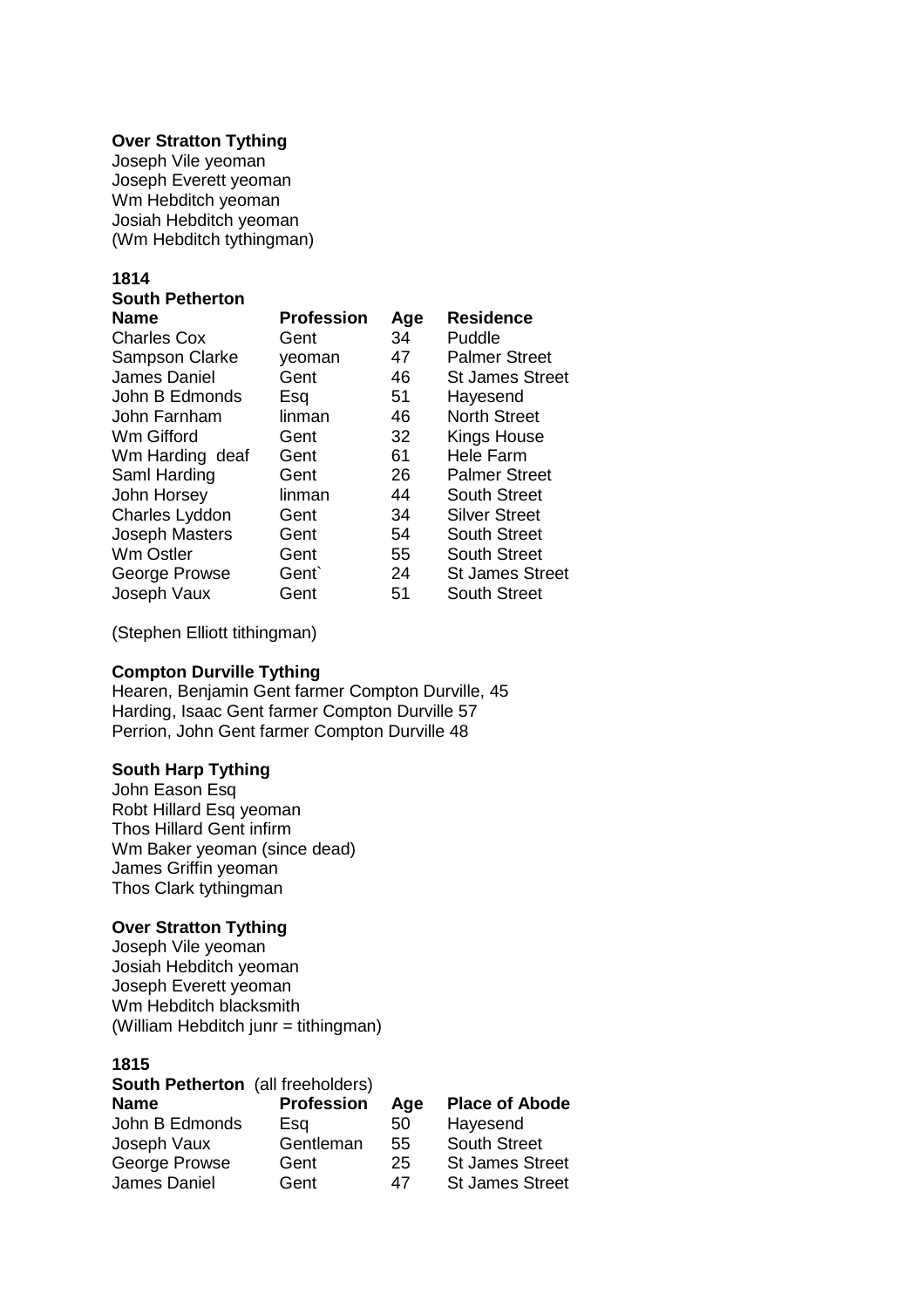**Over Stratton Tything**

Joseph Vile yeoman
Joseph Everett yeoman
Wm Hebditch yeoman
Josiah Hebditch yeoman
(Wm Hebditch tythingman)

**1814**

**South Petherton**

| **Name** | **Profession** | **Age** | **Residence** |
|---|---|---|---|
| Charles Cox | Gent | 34 | Puddle |
| Sampson Clarke | yeoman | 47 | Palmer Street |
| James Daniel | Gent | 46 | St James Street |
| John B Edmonds | Esq | 51 | Hayesend |
| John Farnham | linman | 46 | North Street |
| Wm Gifford | Gent | 32 | Kings House |
| Wm Harding deaf | Gent | 61 | Hele Farm |
| Saml Harding | Gent | 26 | Palmer Street |
| John Horsey | linman | 44 | South Street |
| Charles Lyddon | Gent | 34 | Silver Street |
| Joseph Masters | Gent | 54 | South Street |
| Wm Ostler | Gent | 55 | South Street |
| George Prowse | Gent` | 24 | St James Street |
| Joseph Vaux | Gent | 51 | South Street |

(Stephen Elliott tithingman)

**Compton Durville Tything**

Hearen, Benjamin Gent farmer Compton Durville, 45
Harding, Isaac Gent farmer Compton Durville 57
Perrion, John Gent farmer Compton Durville 48

**South Harp Tything**

John Eason Esq
Robt Hillard Esq yeoman
Thos Hillard Gent infirm
Wm Baker yeoman (since dead)
James Griffin yeoman
Thos Clark tythingman

**Over Stratton Tything**

Joseph Vile yeoman
Josiah Hebditch yeoman
Joseph Everett yeoman
Wm Hebditch blacksmith
(William Hebditch junr = tithingman)

**1815**

**South Petherton** (all freeholders)

| **Name** | **Profession** | **Age** | **Place of Abode** |
|---|---|---|---|
| John B Edmonds | Esq | 50 | Hayesend |
| Joseph Vaux | Gentleman | 55 | South Street |
| George Prowse | Gent | 25 | St James Street |
| James Daniel | Gent | 47 | St James Street |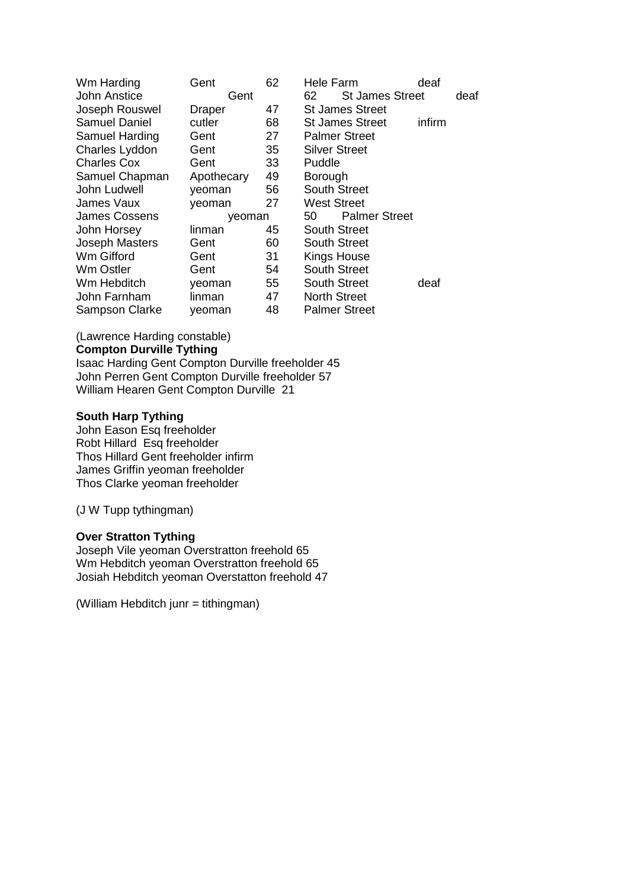| | | | | |
|---|---|---|---|---|
| Wm Harding | Gent | 62 | Hele Farm | deaf |
| John Anstice | Gent | 62 | St James Street | deaf |
| Joseph Rouswel | Draper | 47 | St James Street | |
| Samuel Daniel | cutler | 68 | St James Street | infirm |
| Samuel Harding | Gent | 27 | Palmer Street | |
| Charles Lyddon | Gent | 35 | Silver Street | |
| Charles Cox | Gent | 33 | Puddle | |
| Samuel Chapman | Apothecary | 49 | Borough | |
| John Ludwell | yeoman | 56 | South Street | |
| James Vaux | yeoman | 27 | West Street | |
| James Cossens | yeoman | 50 | Palmer Street | |
| John Horsey | linman | 45 | South Street | |
| Joseph Masters | Gent | 60 | South Street | |
| Wm Gifford | Gent | 31 | Kings House | |
| Wm Ostler | Gent | 54 | South Street | |
| Wm Hebditch | yeoman | 55 | South Street | deaf |
| John Farnham | linman | 47 | North Street | |
| Sampson Clarke | yeoman | 48 | Palmer Street | |

(Lawrence Harding constable)

**Compton Durville Tything**

Isaac Harding Gent Compton Durville freeholder 45
John Perren Gent Compton Durville freeholder 57
William Hearen Gent Compton Durville 21

**South Harp Tything**

John Eason Esq freeholder
Robt Hillard Esq freeholder
Thos Hillard Gent freeholder infirm
James Griffin yeoman freeholder
Thos Clarke yeoman freeholder

(J W Tupp tythingman)

**Over Stratton Tything**

Joseph Vile yeoman Overstratton freehold 65
Wm Hebditch yeoman Overstratton freehold 65
Josiah Hebditch yeoman Overstatton freehold 47

(William Hebditch junr = tithingman)